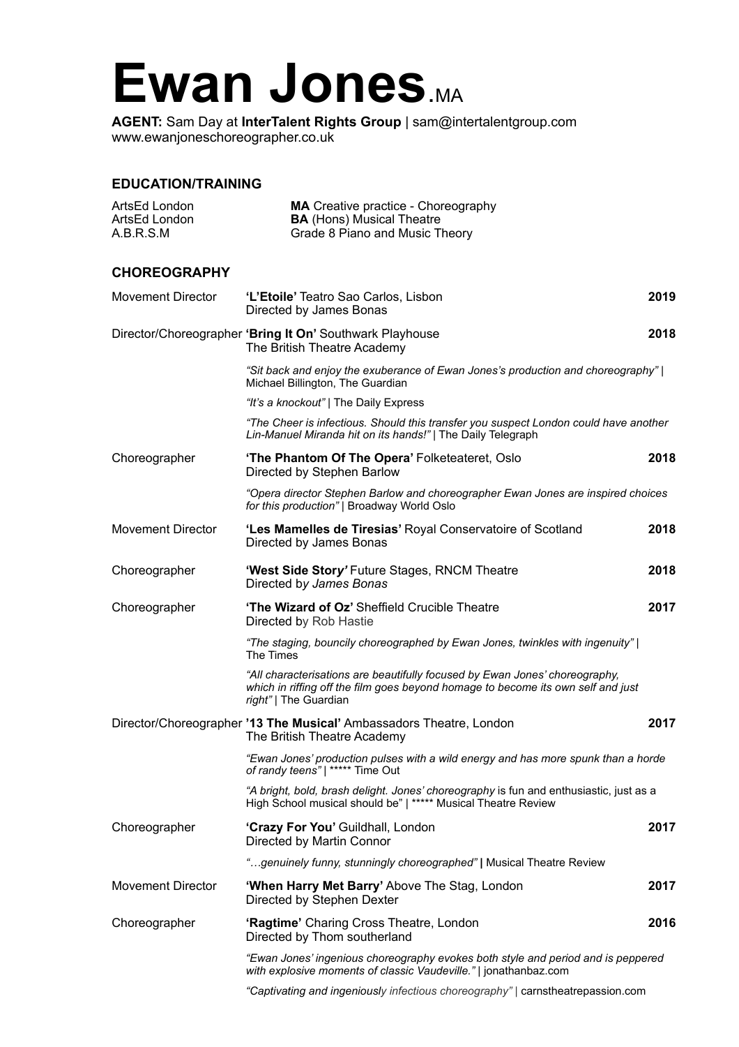# Ewan Jones.MA

**AGENT:** Sam Day at **InterTalent Rights Group** | sam@intertalentgroup.com
www.ewanjoneschoreographer.co.uk

## EDUCATION/TRAINING

| | |
|---|---|
| ArtsEd London | **MA** Creative practice - Choreography |
| ArtsEd London | **BA** (Hons) Musical Theatre |
| A.B.R.S.M | Grade 8 Piano and Music Theory |

## CHOREOGRAPHY

Movement Director — **'L'Etoile'** Teatro Sao Carlos, Lisbon — **2019**
Directed by James Bonas

Director/Choreographer — **'Bring It On'** Southwark Playhouse — **2018**
The British Theatre Academy

*"Sit back and enjoy the exuberance of Ewan Jones's production and choreography"* | Michael Billington, The Guardian

*"It's a knockout"* | The Daily Express

*"The Cheer is infectious. Should this transfer you suspect London could have another Lin-Manuel Miranda hit on its hands!"* | The Daily Telegraph

Choreographer — **'The Phantom Of The Opera'** Folketeateret, Oslo — **2018**
Directed by Stephen Barlow

*"Opera director Stephen Barlow and choreographer Ewan Jones are inspired choices for this production"* | Broadway World Oslo

Movement Director — **'Les Mamelles de Tiresias'** Royal Conservatoire of Scotland — **2018**
Directed by James Bonas

Choreographer — **'West Side Story'** Future Stages, RNCM Theatre — **2018**
Directed by *James Bonas*

Choreographer — **'The Wizard of Oz'** Sheffield Crucible Theatre — **2017**
Directed by Rob Hastie

*"The staging, bouncily choreographed by Ewan Jones, twinkles with ingenuity"* | The Times

*"All characterisations are beautifully focused by Ewan Jones' choreography, which in riffing off the film goes beyond homage to become its own self and just right"* | The Guardian

Director/Choreographer — **'13 The Musical'** Ambassadors Theatre, London — **2017**
The British Theatre Academy

*"Ewan Jones' production pulses with a wild energy and has more spunk than a horde of randy teens"* | ***** Time Out

*"A bright, bold, brash delight. Jones' choreography* is fun and enthusiastic, just as a High School musical should be" | ***** Musical Theatre Review

Choreographer — **'Crazy For You'** Guildhall, London — **2017**
Directed by Martin Connor

*"…genuinely funny, stunningly choreographed"* **|** Musical Theatre Review

Movement Director — **'When Harry Met Barry'** Above The Stag, London — **2017**
Directed by Stephen Dexter

Choreographer — **'Ragtime'** Charing Cross Theatre, London — **2016**
Directed by Thom southerland

*"Ewan Jones' ingenious choreography evokes both style and period and is peppered with explosive moments of classic Vaudeville."* | jonathanbaz.com

*"Captivating and ingeniously infectious choreography"* | carnstheatrepassion.com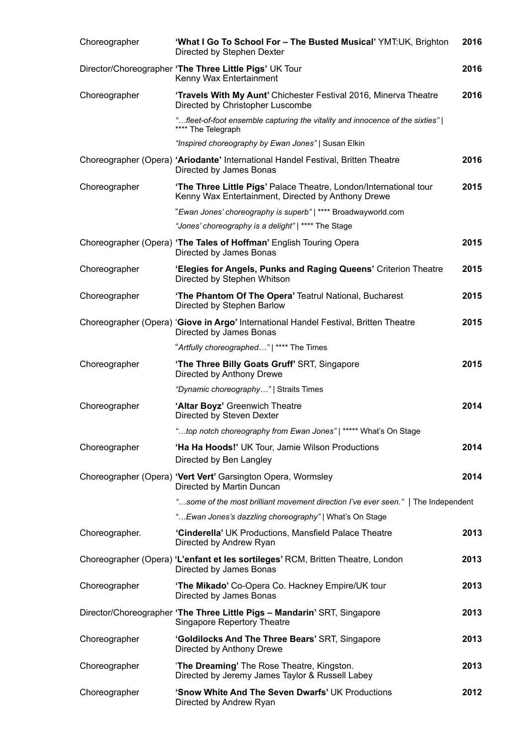| | | |
|---|---|---|
| Choreographer | **'What I Go To School For – The Busted Musical'** YMT:UK, Brighton<br>Directed by Stephen Dexter | **2016** |
| Director/Choreographer | **'The Three Little Pigs'** UK Tour<br>Kenny Wax Entertainment | **2016** |
| Choreographer | **'Travels With My Aunt'** Chichester Festival 2016, Minerva Theatre<br>Directed by Christopher Luscombe | **2016** |
| | *"…fleet-of-foot ensemble capturing the vitality and innocence of the sixties"* \| **** The Telegraph | |
| | *"Inspired choreography by Ewan Jones"* \| Susan Elkin | |
| Choreographer (Opera) | **'Ariodante'** International Handel Festival, Britten Theatre<br>Directed by James Bonas | **2016** |
| Choreographer | **'The Three Little Pigs'** Palace Theatre, London/International tour<br>Kenny Wax Entertainment, Directed by Anthony Drewe | **2015** |
| | "*Ewan Jones' choreography is superb"* \| **** Broadwayworld.com | |
| | *"Jones' choreography is a delight"* \| **** The Stage | |
| Choreographer (Opera) | **'The Tales of Hoffman'** English Touring Opera<br>Directed by James Bonas | **2015** |
| Choreographer | **'Elegies for Angels, Punks and Raging Queens'** Criterion Theatre<br>Directed by Stephen Whitson | **2015** |
| Choreographer | **'The Phantom Of The Opera'** Teatrul National, Bucharest<br>Directed by Stephen Barlow | **2015** |
| Choreographer (Opera) | '**Giove in Argo'** International Handel Festival, Britten Theatre<br>Directed by James Bonas | **2015** |
| | "*Artfully choreographed…"* \| **** The Times | |
| Choreographer | **'The Three Billy Goats Gruff'** SRT, Singapore<br>Directed by Anthony Drewe | **2015** |
| | *"Dynamic choreography…"* \| Straits Times | |
| Choreographer | **'Altar Boyz'** Greenwich Theatre<br>Directed by Steven Dexter | **2014** |
| | *"…top notch choreography from Ewan Jones"* \| ***** What's On Stage | |
| Choreographer | **'Ha Ha Hoods!'** UK Tour, Jamie Wilson Productions<br>Directed by Ben Langley | **2014** |
| Choreographer (Opera) | **'Vert Vert'** Garsington Opera, Wormsley<br>Directed by Martin Duncan | **2014** |
| | *"…some of the most brilliant movement direction I've ever seen."* \| The Independent | |
| | *"…Ewan Jones's dazzling choreography"* \| What's On Stage | |
| Choreographer. | **'Cinderella'** UK Productions, Mansfield Palace Theatre<br>Directed by Andrew Ryan | **2013** |
| Choreographer (Opera) | **'L'enfant et les sortileges'** RCM, Britten Theatre, London<br>Directed by James Bonas | **2013** |
| Choreographer | **'The Mikado'** Co-Opera Co. Hackney Empire/UK tour<br>Directed by James Bonas | **2013** |
| Director/Choreographer | **'The Three Little Pigs – Mandarin'** SRT, Singapore<br>Singapore Repertory Theatre | **2013** |
| Choreographer | **'Goldilocks And The Three Bears'** SRT, Singapore<br>Directed by Anthony Drewe | **2013** |
| Choreographer | '**The Dreaming'** The Rose Theatre, Kingston.<br>Directed by Jeremy James Taylor & Russell Labey | **2013** |
| Choreographer | **'Snow White And The Seven Dwarfs'** UK Productions<br>Directed by Andrew Ryan | **2012** |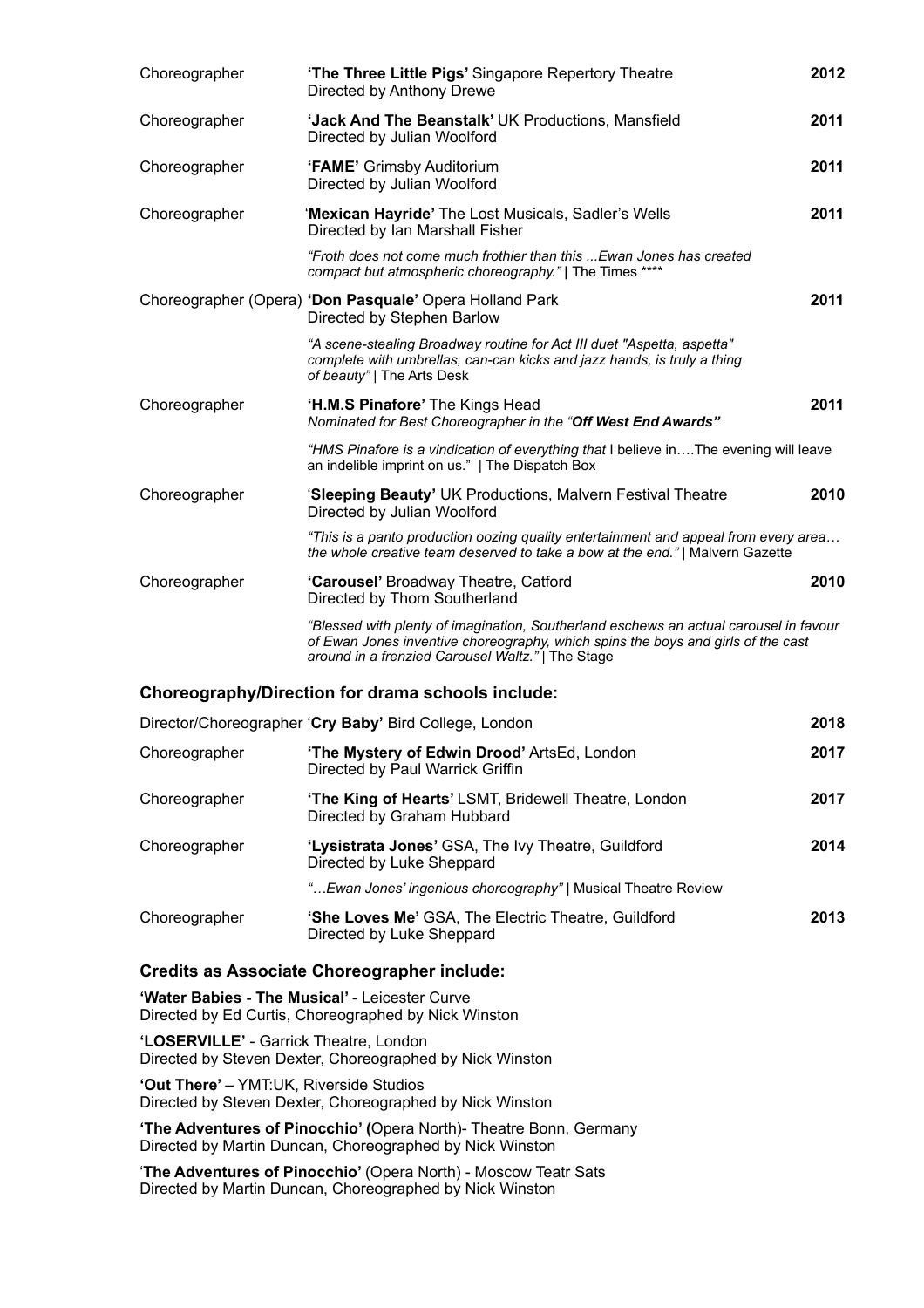| | | |
|---|---|---|
| Choreographer | **'The Three Little Pigs'** Singapore Repertory Theatre<br>Directed by Anthony Drewe | **2012** |
| Choreographer | **'Jack And The Beanstalk'** UK Productions, Mansfield<br>Directed by Julian Woolford | **2011** |
| Choreographer | **'FAME'** Grimsby Auditorium<br>Directed by Julian Woolford | **2011** |
| Choreographer | '**Mexican Hayride'** The Lost Musicals, Sadler's Wells<br>Directed by Ian Marshall Fisher | **2011** |
| | *"Froth does not come much frothier than this ...Ewan Jones has created compact but atmospheric choreography."* **\|** The Times **** | |
| Choreographer (Opera) | **'Don Pasquale'** Opera Holland Park<br>Directed by Stephen Barlow | **2011** |
| | *"A scene-stealing Broadway routine for Act III duet "Aspetta, aspetta" complete with umbrellas, can-can kicks and jazz hands, is truly a thing of beauty"* \| The Arts Desk | |
| Choreographer | **'H.M.S Pinafore'** The Kings Head<br>*Nominated for Best Choreographer in the "**Off West End Awards"*** | **2011** |
| | *"HMS Pinafore is a vindication of everything that* I believe in….The evening will leave an indelible imprint on us." \| The Dispatch Box | |
| Choreographer | '**Sleeping Beauty'** UK Productions, Malvern Festival Theatre<br>Directed by Julian Woolford | **2010** |
| | *"This is a panto production oozing quality entertainment and appeal from every area… the whole creative team deserved to take a bow at the end."* \| Malvern Gazette | |
| Choreographer | **'Carousel'** Broadway Theatre, Catford<br>Directed by Thom Southerland | **2010** |
| | *"Blessed with plenty of imagination, Southerland eschews an actual carousel in favour of Ewan Jones inventive choreography, which spins the boys and girls of the cast around in a frenzied Carousel Waltz."* \| The Stage | |

### Choreography/Direction for drama schools include:

| | | |
|---|---|---|
| Director/Choreographer | '**Cry Baby'** Bird College, London | **2018** |
| Choreographer | **'The Mystery of Edwin Drood'** ArtsEd, London<br>Directed by Paul Warrick Griffin | **2017** |
| Choreographer | **'The King of Hearts'** LSMT, Bridewell Theatre, London<br>Directed by Graham Hubbard | **2017** |
| Choreographer | **'Lysistrata Jones'** GSA, The Ivy Theatre, Guildford<br>Directed by Luke Sheppard | **2014** |
| | *"…Ewan Jones' ingenious choreography"* \| Musical Theatre Review | |
| Choreographer | **'She Loves Me'** GSA, The Electric Theatre, Guildford<br>Directed by Luke Sheppard | **2013** |

### Credits as Associate Choreographer include:

**'Water Babies - The Musical'** - Leicester Curve
Directed by Ed Curtis, Choreographed by Nick Winston

**'LOSERVILLE'** - Garrick Theatre, London
Directed by Steven Dexter, Choreographed by Nick Winston

**'Out There'** – YMT:UK, Riverside Studios
Directed by Steven Dexter, Choreographed by Nick Winston

**'The Adventures of Pinocchio' (**Opera North)- Theatre Bonn, Germany
Directed by Martin Duncan, Choreographed by Nick Winston

'**The Adventures of Pinocchio'** (Opera North) - Moscow Teatr Sats
Directed by Martin Duncan, Choreographed by Nick Winston